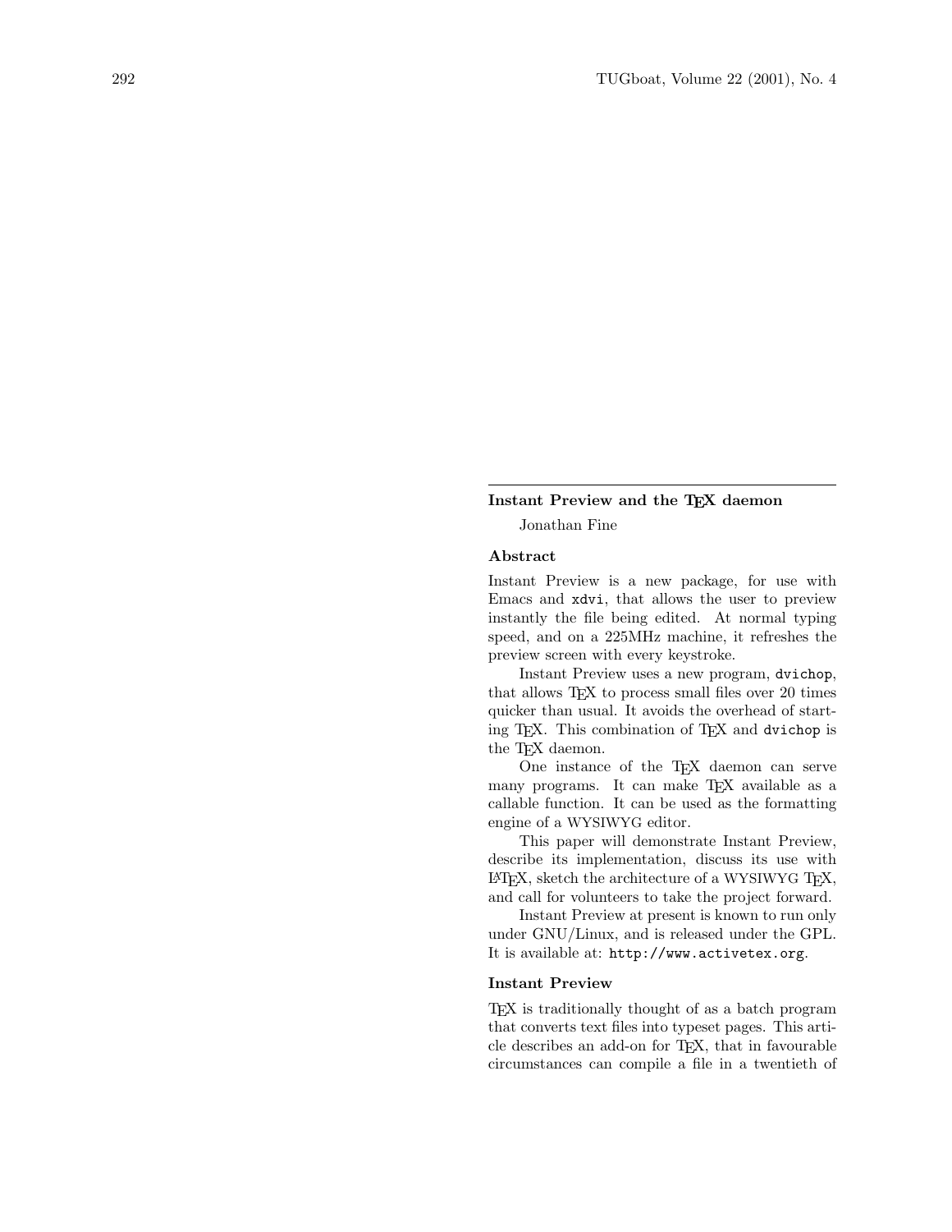## Instant Preview and the TEX daemon

Jonathan Fine

### Abstract

Instant Preview is a new package, for use with Emacs and `xdvi`, that allows the user to preview instantly the file being edited. At normal typing speed, and on a 225MHz machine, it refreshes the preview screen with every keystroke.

Instant Preview uses a new program, `dvichop`, that allows TEX to process small files over 20 times quicker than usual. It avoids the overhead of starting TEX. This combination of TEX and `dvichop` is the TEX daemon.

One instance of the TEX daemon can serve many programs. It can make TEX available as a callable function. It can be used as the formatting engine of a WYSIWYG editor.

This paper will demonstrate Instant Preview, describe its implementation, discuss its use with LATEX, sketch the architecture of a WYSIWYG TEX, and call for volunteers to take the project forward.

Instant Preview at present is known to run only under GNU/Linux, and is released under the GPL. It is available at: `http://www.activetex.org`.

### Instant Preview

TEX is traditionally thought of as a batch program that converts text files into typeset pages. This article describes an add-on for TEX, that in favourable circumstances can compile a file in a twentieth of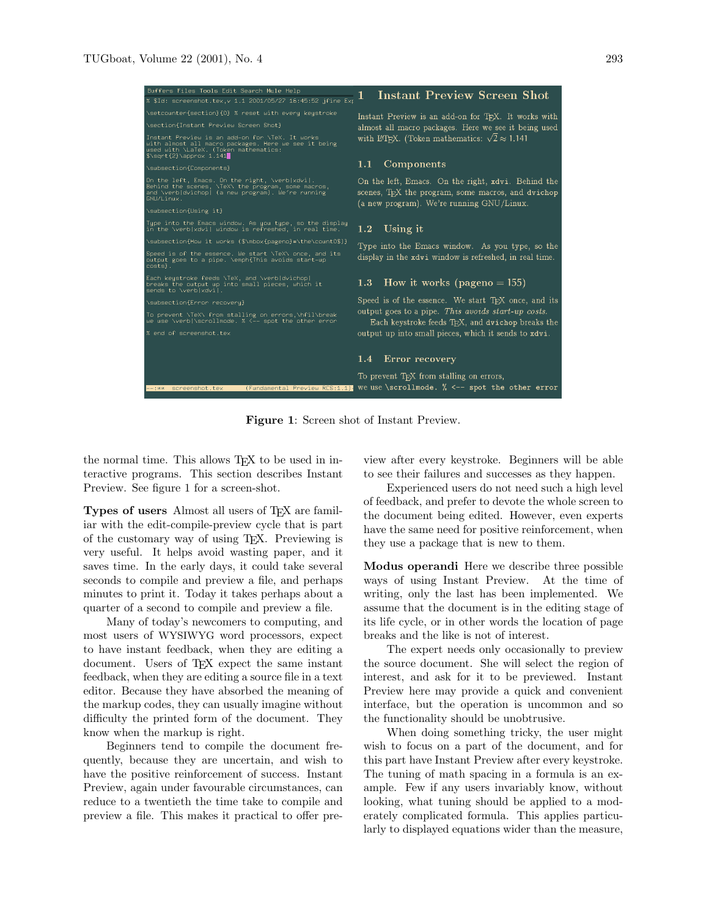**Figure 1**: Screen shot of Instant Preview.

the normal time. This allows TEX to be used in interactive programs. This section describes Instant Preview. See figure 1 for a screen-shot.

**Types of users** Almost all users of TEX are familiar with the edit-compile-preview cycle that is part of the customary way of using TEX. Previewing is very useful. It helps avoid wasting paper, and it saves time. In the early days, it could take several seconds to compile and preview a file, and perhaps minutes to print it. Today it takes perhaps about a quarter of a second to compile and preview a file.

Many of today's newcomers to computing, and most users of WYSIWYG word processors, expect to have instant feedback, when they are editing a document. Users of TEX expect the same instant feedback, when they are editing a source file in a text editor. Because they have absorbed the meaning of the markup codes, they can usually imagine without difficulty the printed form of the document. They know when the markup is right.

Beginners tend to compile the document frequently, because they are uncertain, and wish to have the positive reinforcement of success. Instant Preview, again under favourable circumstances, can reduce to a twentieth the time take to compile and preview a file. This makes it practical to offer preview after every keystroke. Beginners will be able to see their failures and successes as they happen.

Experienced users do not need such a high level of feedback, and prefer to devote the whole screen to the document being edited. However, even experts have the same need for positive reinforcement, when they use a package that is new to them.

**Modus operandi** Here we describe three possible ways of using Instant Preview. At the time of writing, only the last has been implemented. We assume that the document is in the editing stage of its life cycle, or in other words the location of page breaks and the like is not of interest.

The expert needs only occasionally to preview the source document. She will select the region of interest, and ask for it to be previewed. Instant Preview here may provide a quick and convenient interface, but the operation is uncommon and so the functionality should be unobtrusive.

When doing something tricky, the user might wish to focus on a part of the document, and for this part have Instant Preview after every keystroke. The tuning of math spacing in a formula is an example. Few if any users invariably know, without looking, what tuning should be applied to a moderately complicated formula. This applies particularly to displayed equations wider than the measure,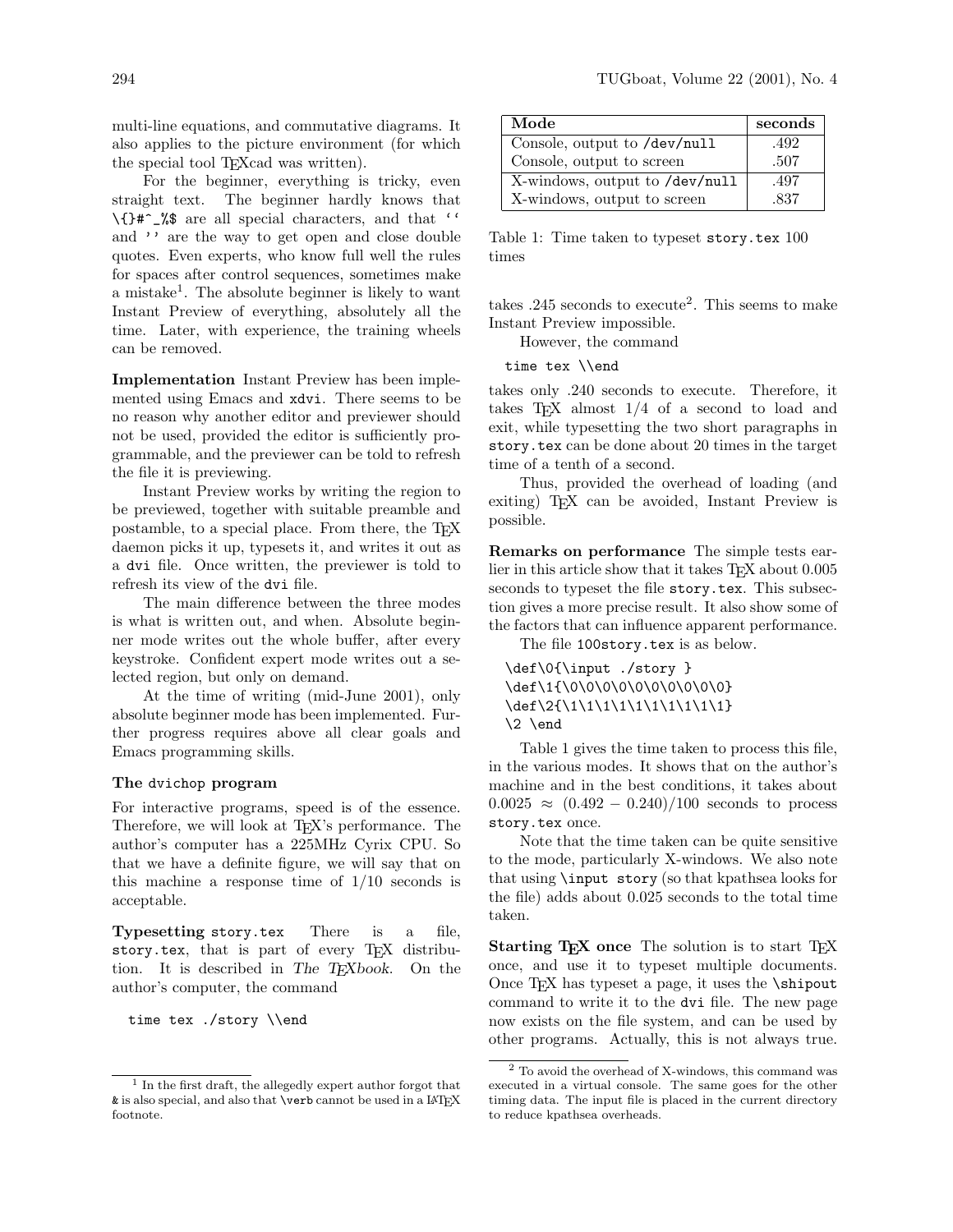multi-line equations, and commutative diagrams. It also applies to the picture environment (for which the special tool TEXcad was written).

For the beginner, everything is tricky, even straight text. The beginner hardly knows that `\{}#^_%$` are all special characters, and that ` `` ` and `''` are the way to get open and close double quotes. Even experts, who know full well the rules for spaces after control sequences, sometimes make a mistake[1]. The absolute beginner is likely to want Instant Preview of everything, absolutely all the time. Later, with experience, the training wheels can be removed.

**Implementation** Instant Preview has been implemented using Emacs and `xdvi`. There seems to be no reason why another editor and previewer should not be used, provided the editor is sufficiently programmable, and the previewer can be told to refresh the file it is previewing.

Instant Preview works by writing the region to be previewed, together with suitable preamble and postamble, to a special place. From there, the TEX daemon picks it up, typesets it, and writes it out as a `dvi` file. Once written, the previewer is told to refresh its view of the `dvi` file.

The main difference between the three modes is what is written out, and when. Absolute beginner mode writes out the whole buffer, after every keystroke. Confident expert mode writes out a selected region, but only on demand.

At the time of writing (mid-June 2001), only absolute beginner mode has been implemented. Further progress requires above all clear goals and Emacs programming skills.

### The `dvichop` program

For interactive programs, speed is of the essence. Therefore, we will look at TEX's performance. The author's computer has a 225MHz Cyrix CPU. So that we have a definite figure, we will say that on this machine a response time of 1/10 seconds is acceptable.

**Typesetting `story.tex`** There is a file, `story.tex`, that is part of every TEX distribution. It is described in *The TEXbook*. On the author's computer, the command

```
time tex ./story \\end
```

takes .245 seconds to execute[2]. This seems to make Instant Preview impossible.

However, the command

```
time tex \\end
```

takes only .240 seconds to execute. Therefore, it takes TEX almost 1/4 of a second to load and exit, while typesetting the two short paragraphs in `story.tex` can be done about 20 times in the target time of a tenth of a second.

Thus, provided the overhead of loading (and exiting) TEX can be avoided, Instant Preview is possible.

| Mode | seconds |
|---|---|
| Console, output to `/dev/null` | .492 |
| Console, output to screen | .507 |
| X-windows, output to `/dev/null` | .497 |
| X-windows, output to screen | .837 |

Table 1: Time taken to typeset `story.tex` 100 times

**Remarks on performance** The simple tests earlier in this article show that it takes TEX about 0.005 seconds to typeset the file `story.tex`. This subsection gives a more precise result. It also show some of the factors that can influence apparent performance.

The file `100story.tex` is as below.

```
\def\0{\input ./story }
\def\1{\0\0\0\0\0\0\0\0\0\0}
\def\2{\1\1\1\1\1\1\1\1\1\1}
\2 \end
```

Table 1 gives the time taken to process this file, in the various modes. It shows that on the author's machine and in the best conditions, it takes about $0.0025 \approx (0.492 - 0.240)/100$ seconds to process `story.tex` once.

Note that the time taken can be quite sensitive to the mode, particularly X-windows. We also note that using `\input story` (so that kpathsea looks for the file) adds about 0.025 seconds to the total time taken.

**Starting TEX once** The solution is to start TEX once, and use it to typeset multiple documents. Once TEX has typeset a page, it uses the `\shipout` command to write it to the `dvi` file. The new page now exists on the file system, and can be used by other programs. Actually, this is not always true.

---

[1] In the first draft, the allegedly expert author forgot that `&` is also special, and also that `\verb` cannot be used in a LATEX footnote.

[2] To avoid the overhead of X-windows, this command was executed in a virtual console. The same goes for the other timing data. The input file is placed in the current directory to reduce kpathsea overheads.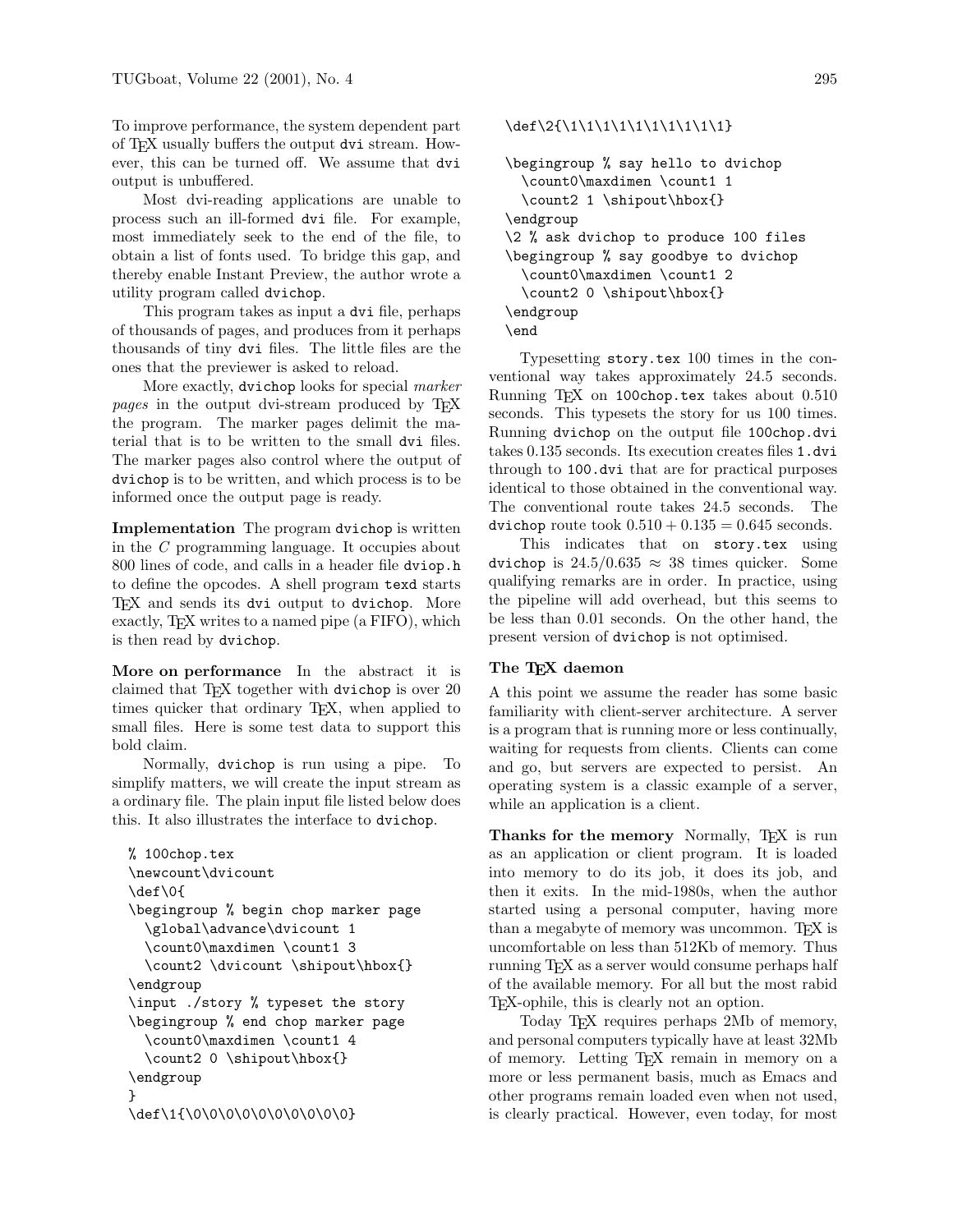To improve performance, the system dependent part of TeX usually buffers the output `dvi` stream. However, this can be turned off. We assume that `dvi` output is unbuffered.

Most dvi-reading applications are unable to process such an ill-formed `dvi` file. For example, most immediately seek to the end of the file, to obtain a list of fonts used. To bridge this gap, and thereby enable Instant Preview, the author wrote a utility program called `dvichop`.

This program takes as input a `dvi` file, perhaps of thousands of pages, and produces from it perhaps thousands of tiny `dvi` files. The little files are the ones that the previewer is asked to reload.

More exactly, `dvichop` looks for special *marker pages* in the output dvi-stream produced by TeX the program. The marker pages delimit the material that is to be written to the small `dvi` files. The marker pages also control where the output of `dvichop` is to be written, and which process is to be informed once the output page is ready.

**Implementation** The program `dvichop` is written in the *C* programming language. It occupies about 800 lines of code, and calls in a header file `dviop.h` to define the opcodes. A shell program `texd` starts TeX and sends its `dvi` output to `dvichop`. More exactly, TeX writes to a named pipe (a FIFO), which is then read by `dvichop`.

**More on performance** In the abstract it is claimed that TeX together with `dvichop` is over 20 times quicker that ordinary TeX, when applied to small files. Here is some test data to support this bold claim.

Normally, `dvichop` is run using a pipe. To simplify matters, we will create the input stream as a ordinary file. The plain input file listed below does this. It also illustrates the interface to `dvichop`.

```
% 100chop.tex
\newcount\dvicount
\def\0{
\begingroup % begin chop marker page
  \global\advance\dvicount 1
  \count0\maxdimen \count1 3
  \count2 \dvicount \shipout\hbox{}
\endgroup
\input ./story % typeset the story
\begingroup % end chop marker page
  \count0\maxdimen \count1 4
  \count2 0 \shipout\hbox{}
\endgroup
}
\def\1{\0\0\0\0\0\0\0\0\0\0}
```

```
\def\2{\1\1\1\1\1\1\1\1\1\1}

\begingroup % say hello to dvichop
  \count0\maxdimen \count1 1
  \count2 1 \shipout\hbox{}
\endgroup
\2 % ask dvichop to produce 100 files
\begingroup % say goodbye to dvichop
  \count0\maxdimen \count1 2
  \count2 0 \shipout\hbox{}
\endgroup
\end
```

Typesetting `story.tex` 100 times in the conventional way takes approximately 24.5 seconds. Running TeX on `100chop.tex` takes about 0.510 seconds. This typesets the story for us 100 times. Running `dvichop` on the output file `100chop.dvi` takes 0.135 seconds. Its execution creates files `1.dvi` through to `100.dvi` that are for practical purposes identical to those obtained in the conventional way. The conventional route takes 24.5 seconds. The `dvichop` route took $0.510 + 0.135 = 0.645$ seconds.

This indicates that on `story.tex` using `dvichop` is $24.5/0.635 \approx 38$ times quicker. Some qualifying remarks are in order. In practice, using the pipeline will add overhead, but this seems to be less than 0.01 seconds. On the other hand, the present version of `dvichop` is not optimised.

### The TeX daemon

A this point we assume the reader has some basic familiarity with client-server architecture. A server is a program that is running more or less continually, waiting for requests from clients. Clients can come and go, but servers are expected to persist. An operating system is a classic example of a server, while an application is a client.

**Thanks for the memory** Normally, TeX is run as an application or client program. It is loaded into memory to do its job, it does its job, and then it exits. In the mid-1980s, when the author started using a personal computer, having more than a megabyte of memory was uncommon. TeX is uncomfortable on less than 512Kb of memory. Thus running TeX as a server would consume perhaps half of the available memory. For all but the most rabid TeX-ophile, this is clearly not an option.

Today TeX requires perhaps 2Mb of memory, and personal computers typically have at least 32Mb of memory. Letting TeX remain in memory on a more or less permanent basis, much as Emacs and other programs remain loaded even when not used, is clearly practical. However, even today, for most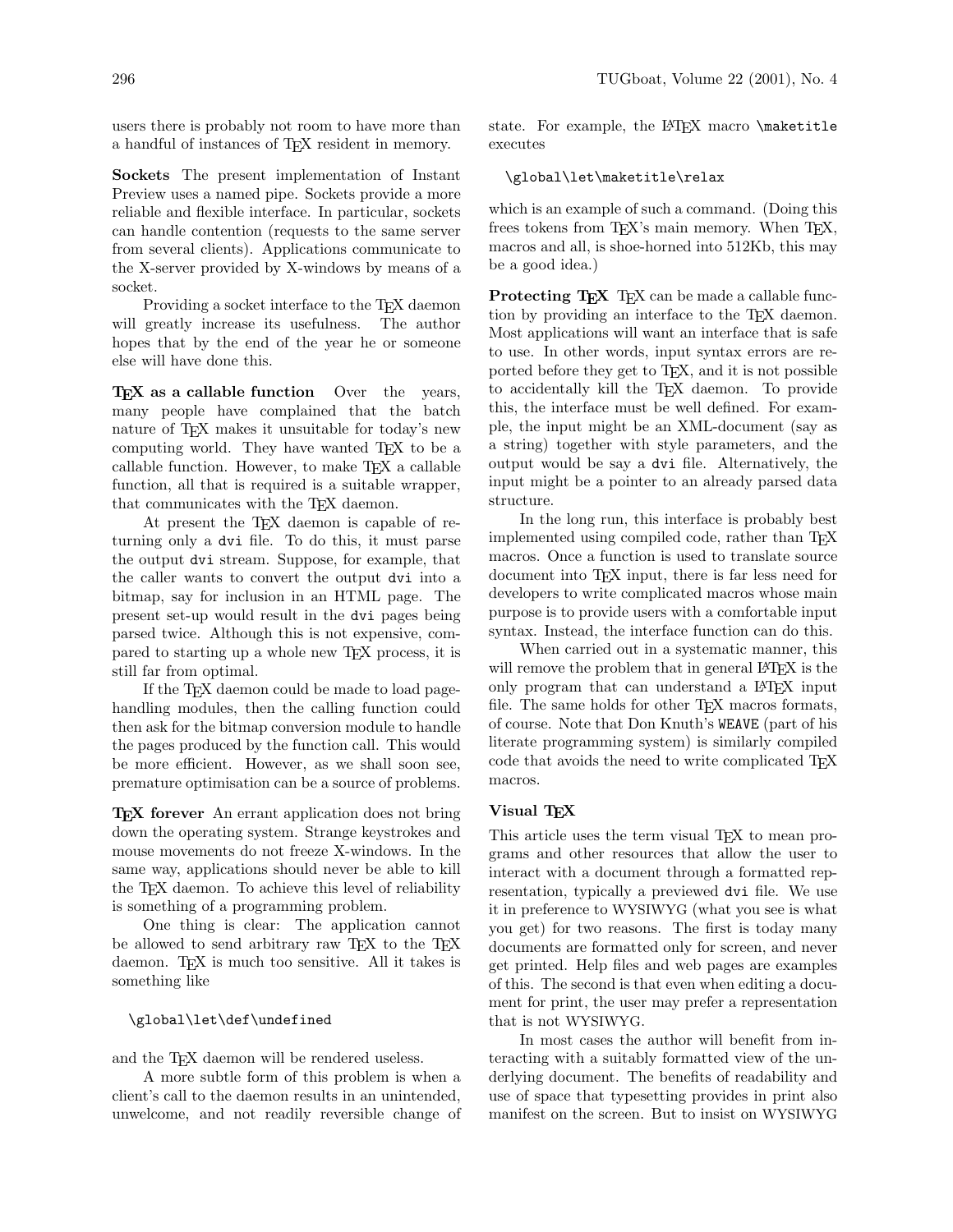users there is probably not room to have more than a handful of instances of TEX resident in memory.

**Sockets** The present implementation of Instant Preview uses a named pipe. Sockets provide a more reliable and flexible interface. In particular, sockets can handle contention (requests to the same server from several clients). Applications communicate to the X-server provided by X-windows by means of a socket.

Providing a socket interface to the TEX daemon will greatly increase its usefulness. The author hopes that by the end of the year he or someone else will have done this.

**TEX as a callable function** Over the years, many people have complained that the batch nature of TEX makes it unsuitable for today's new computing world. They have wanted TEX to be a callable function. However, to make TEX a callable function, all that is required is a suitable wrapper, that communicates with the TEX daemon.

At present the TEX daemon is capable of returning only a `dvi` file. To do this, it must parse the output `dvi` stream. Suppose, for example, that the caller wants to convert the output `dvi` into a bitmap, say for inclusion in an HTML page. The present set-up would result in the `dvi` pages being parsed twice. Although this is not expensive, compared to starting up a whole new TEX process, it is still far from optimal.

If the TEX daemon could be made to load page-handling modules, then the calling function could then ask for the bitmap conversion module to handle the pages produced by the function call. This would be more efficient. However, as we shall soon see, premature optimisation can be a source of problems.

**TEX forever** An errant application does not bring down the operating system. Strange keystrokes and mouse movements do not freeze X-windows. In the same way, applications should never be able to kill the TEX daemon. To achieve this level of reliability is something of a programming problem.

One thing is clear: The application cannot be allowed to send arbitrary raw TEX to the TEX daemon. TEX is much too sensitive. All it takes is something like

```
\global\let\def\undefined
```

and the TEX daemon will be rendered useless.

A more subtle form of this problem is when a client's call to the daemon results in an unintended, unwelcome, and not readily reversible change of state. For example, the LATEX macro `\maketitle` executes

```
\global\let\maketitle\relax
```

which is an example of such a command. (Doing this frees tokens from TEX's main memory. When TEX, macros and all, is shoe-horned into 512Kb, this may be a good idea.)

**Protecting TEX** TEX can be made a callable function by providing an interface to the TEX daemon. Most applications will want an interface that is safe to use. In other words, input syntax errors are reported before they get to TEX, and it is not possible to accidentally kill the TEX daemon. To provide this, the interface must be well defined. For example, the input might be an XML-document (say as a string) together with style parameters, and the output would be say a `dvi` file. Alternatively, the input might be a pointer to an already parsed data structure.

In the long run, this interface is probably best implemented using compiled code, rather than TEX macros. Once a function is used to translate source document into TEX input, there is far less need for developers to write complicated macros whose main purpose is to provide users with a comfortable input syntax. Instead, the interface function can do this.

When carried out in a systematic manner, this will remove the problem that in general LATEX is the only program that can understand a LATEX input file. The same holds for other TEX macros formats, of course. Note that Don Knuth's `WEAVE` (part of his literate programming system) is similarly compiled code that avoids the need to write complicated TEX macros.

### Visual TEX

This article uses the term visual TEX to mean programs and other resources that allow the user to interact with a document through a formatted representation, typically a previewed `dvi` file. We use it in preference to WYSIWYG (what you see is what you get) for two reasons. The first is today many documents are formatted only for screen, and never get printed. Help files and web pages are examples of this. The second is that even when editing a document for print, the user may prefer a representation that is not WYSIWYG.

In most cases the author will benefit from interacting with a suitably formatted view of the underlying document. The benefits of readability and use of space that typesetting provides in print also manifest on the screen. But to insist on WYSIWYG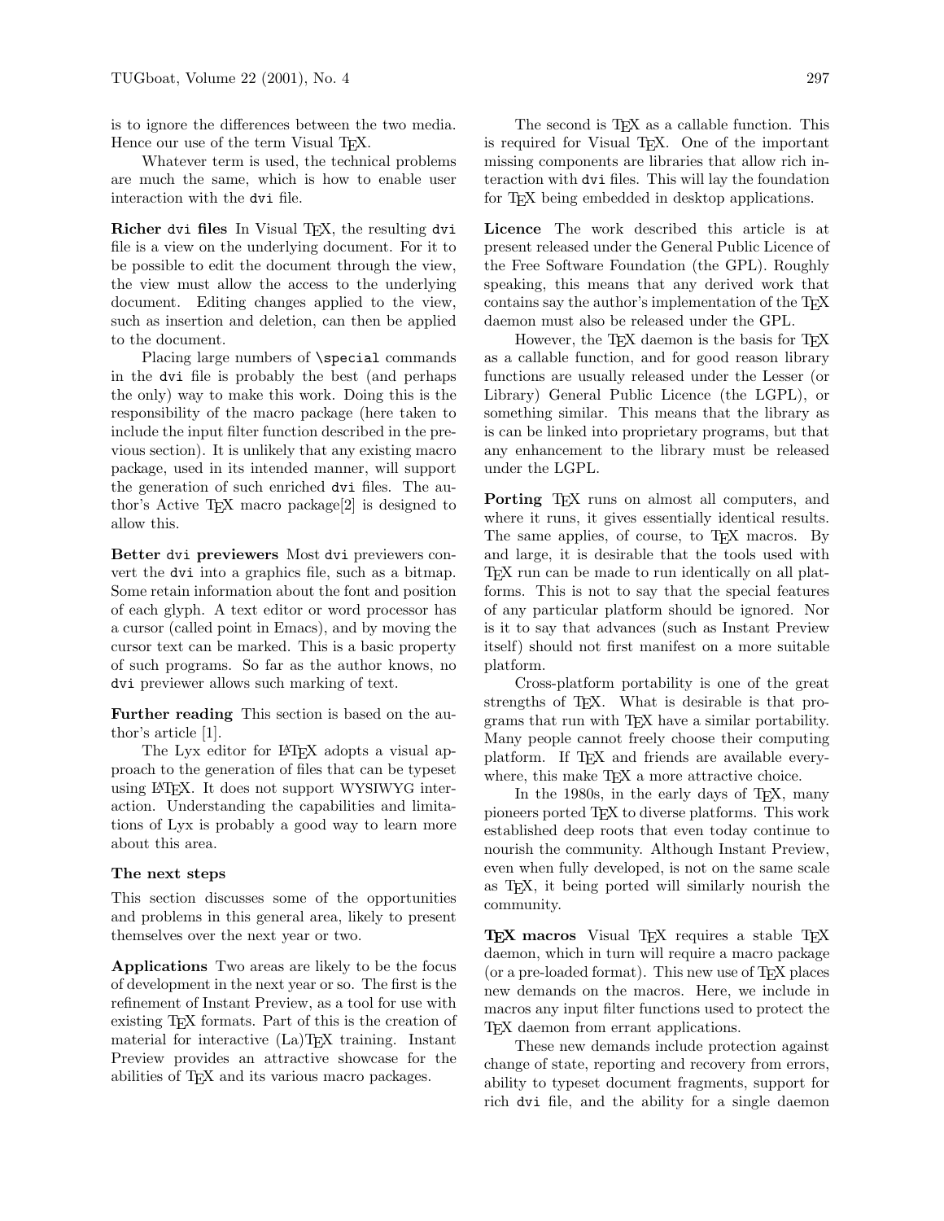is to ignore the differences between the two media. Hence our use of the term Visual TeX.

Whatever term is used, the technical problems are much the same, which is how to enable user interaction with the `dvi` file.

**Richer `dvi` files** In Visual TeX, the resulting `dvi` file is a view on the underlying document. For it to be possible to edit the document through the view, the view must allow the access to the underlying document. Editing changes applied to the view, such as insertion and deletion, can then be applied to the document.

Placing large numbers of `\special` commands in the `dvi` file is probably the best (and perhaps the only) way to make this work. Doing this is the responsibility of the macro package (here taken to include the input filter function described in the previous section). It is unlikely that any existing macro package, used in its intended manner, will support the generation of such enriched `dvi` files. The author's Active TeX macro package[2] is designed to allow this.

**Better `dvi` previewers** Most `dvi` previewers convert the `dvi` into a graphics file, such as a bitmap. Some retain information about the font and position of each glyph. A text editor or word processor has a cursor (called point in Emacs), and by moving the cursor text can be marked. This is a basic property of such programs. So far as the author knows, no `dvi` previewer allows such marking of text.

**Further reading** This section is based on the author's article [1].

The Lyx editor for LaTeX adopts a visual approach to the generation of files that can be typeset using LaTeX. It does not support WYSIWYG interaction. Understanding the capabilities and limitations of Lyx is probably a good way to learn more about this area.

### The next steps

This section discusses some of the opportunities and problems in this general area, likely to present themselves over the next year or two.

**Applications** Two areas are likely to be the focus of development in the next year or so. The first is the refinement of Instant Preview, as a tool for use with existing TeX formats. Part of this is the creation of material for interactive (La)TeX training. Instant Preview provides an attractive showcase for the abilities of TeX and its various macro packages.

The second is TeX as a callable function. This is required for Visual TeX. One of the important missing components are libraries that allow rich interaction with `dvi` files. This will lay the foundation for TeX being embedded in desktop applications.

**Licence** The work described this article is at present released under the General Public Licence of the Free Software Foundation (the GPL). Roughly speaking, this means that any derived work that contains say the author's implementation of the TeX daemon must also be released under the GPL.

However, the TeX daemon is the basis for TeX as a callable function, and for good reason library functions are usually released under the Lesser (or Library) General Public Licence (the LGPL), or something similar. This means that the library as is can be linked into proprietary programs, but that any enhancement to the library must be released under the LGPL.

**Porting** TeX runs on almost all computers, and where it runs, it gives essentially identical results. The same applies, of course, to TeX macros. By and large, it is desirable that the tools used with TeX run can be made to run identically on all platforms. This is not to say that the special features of any particular platform should be ignored. Nor is it to say that advances (such as Instant Preview itself) should not first manifest on a more suitable platform.

Cross-platform portability is one of the great strengths of TeX. What is desirable is that programs that run with TeX have a similar portability. Many people cannot freely choose their computing platform. If TeX and friends are available everywhere, this make TeX a more attractive choice.

In the 1980s, in the early days of TeX, many pioneers ported TeX to diverse platforms. This work established deep roots that even today continue to nourish the community. Although Instant Preview, even when fully developed, is not on the same scale as TeX, it being ported will similarly nourish the community.

**TeX macros** Visual TeX requires a stable TeX daemon, which in turn will require a macro package (or a pre-loaded format). This new use of TeX places new demands on the macros. Here, we include in macros any input filter functions used to protect the TeX daemon from errant applications.

These new demands include protection against change of state, reporting and recovery from errors, ability to typeset document fragments, support for rich `dvi` file, and the ability for a single daemon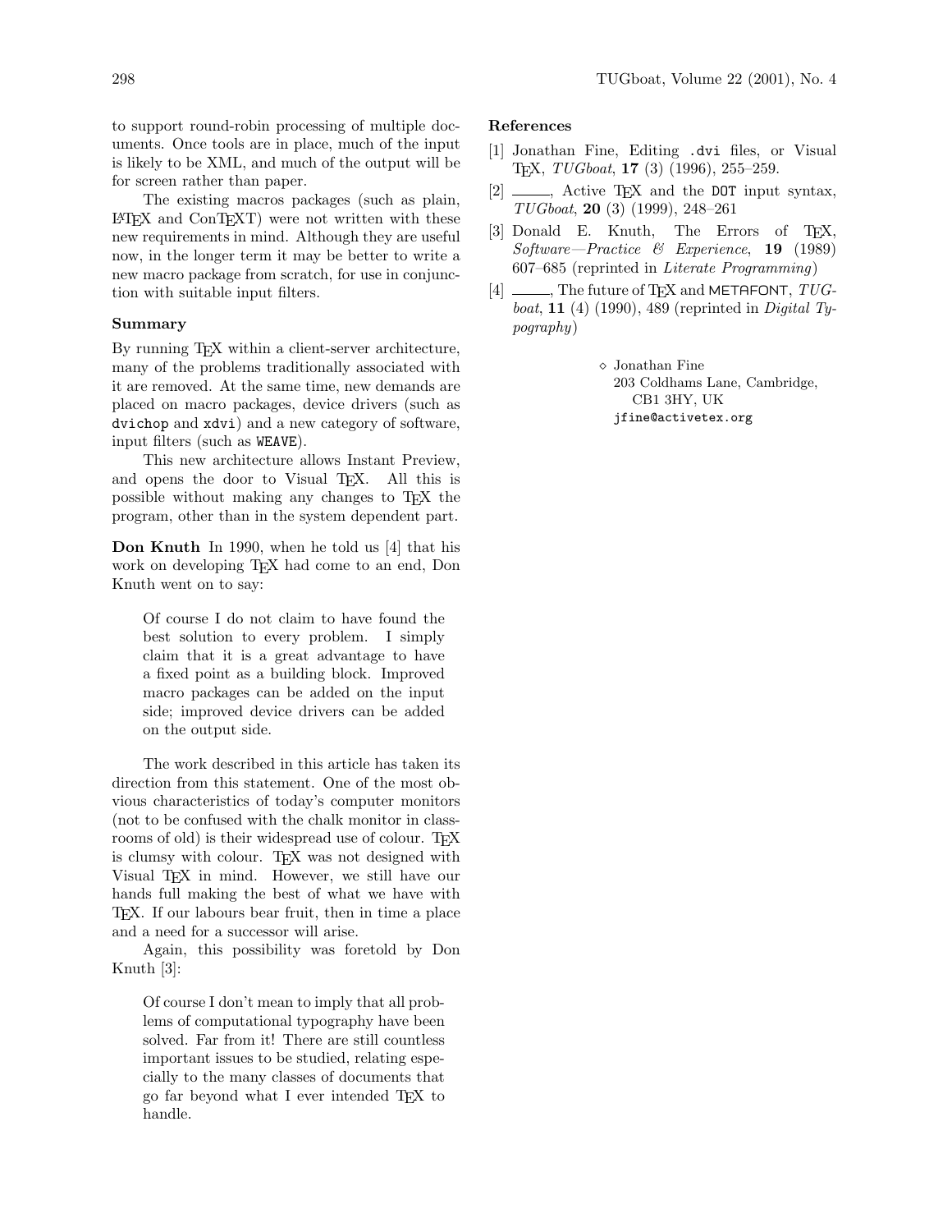to support round-robin processing of multiple documents. Once tools are in place, much of the input is likely to be XML, and much of the output will be for screen rather than paper.

The existing macros packages (such as plain, LaTeX and ConTeXT) were not written with these new requirements in mind. Although they are useful now, in the longer term it may be better to write a new macro package from scratch, for use in conjunction with suitable input filters.

### Summary

By running TeX within a client-server architecture, many of the problems traditionally associated with it are removed. At the same time, new demands are placed on macro packages, device drivers (such as `dvichop` and `xdvi`) and a new category of software, input filters (such as `WEAVE`).

This new architecture allows Instant Preview, and opens the door to Visual TeX. All this is possible without making any changes to TeX the program, other than in the system dependent part.

**Don Knuth** In 1990, when he told us [4] that his work on developing TeX had come to an end, Don Knuth went on to say:

> Of course I do not claim to have found the best solution to every problem. I simply claim that it is a great advantage to have a fixed point as a building block. Improved macro packages can be added on the input side; improved device drivers can be added on the output side.

The work described in this article has taken its direction from this statement. One of the most obvious characteristics of today's computer monitors (not to be confused with the chalk monitor in classrooms of old) is their widespread use of colour. TeX is clumsy with colour. TeX was not designed with Visual TeX in mind. However, we still have our hands full making the best of what we have with TeX. If our labours bear fruit, then in time a place and a need for a successor will arise.

Again, this possibility was foretold by Don Knuth [3]:

> Of course I don't mean to imply that all problems of computational typography have been solved. Far from it! There are still countless important issues to be studied, relating especially to the many classes of documents that go far beyond what I ever intended TeX to handle.

### References

[1] Jonathan Fine, Editing `.dvi` files, or Visual TeX, *TUGboat*, **17** (3) (1996), 255–259.

[2] ———, Active TeX and the `DOT` input syntax, *TUGboat*, **20** (3) (1999), 248–261

[3] Donald E. Knuth, The Errors of TeX, *Software—Practice & Experience*, **19** (1989) 607–685 (reprinted in *Literate Programming*)

[4] ———, The future of TeX and METAFONT, *TUGboat*, **11** (4) (1990), 489 (reprinted in *Digital Typography*)

◇ Jonathan Fine
203 Coldhams Lane, Cambridge,
CB1 3HY, UK
`jfine@activetex.org`